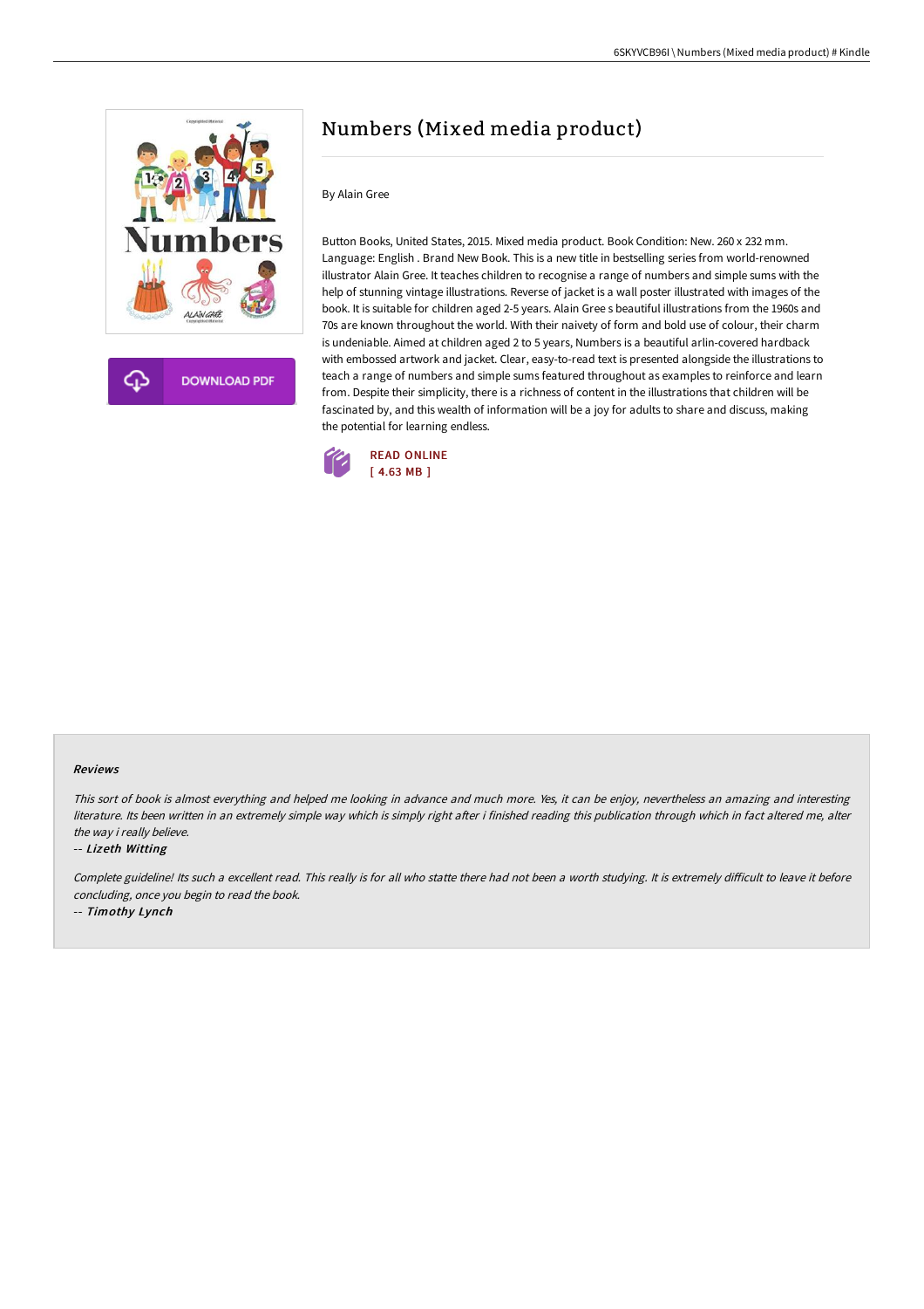# Numbers (Mixed media product)

By Alain Gree

Button Books, United States, 2015. Mixed media product. Book Condition: New. 260 x 232 mm. Language: English . Brand New Book. This is a new title in bestselling series from world-renowned illustrator Alain Gree. It teaches children to recognise a range of numbers and simple sums with the help of stunning vintage illustrations. Reverse of jacket is a wall poster illustrated with images of the book. It is suitable for children aged 2-5 years. Alain Gree s beautiful illustrations from the 1960s and 70s are known throughout the world. With their naivety of form and bold use of colour, their charm is undeniable. Aimed at children aged 2 to 5 years, Numbers is a beautiful arlin-covered hardback with embossed artwork and jacket. Clear, easy-to-read text is presented alongside the illustrations to teach a range of numbers and simple sums featured throughout as examples to reinforce and learn from. Despite their simplicity, there is a richness of content in the illustrations that children will be fascinated by, and this wealth of information will be a joy for adults to share and discuss, making the potential for learning endless.

READ ONLINE
[ 4.63 MB ]

DOWNLOAD PDF

#### Reviews

*This sort of book is almost everything and helped me looking in advance and much more. Yes, it can be enjoy, nevertheless an amazing and interesting literature. Its been written in an extremely simple way which is simply right after i finished reading this publication through which in fact altered me, alter the way i really believe.*

-- ***Lizeth Witting***

*Complete guideline! Its such a excellent read. This really is for all who statte there had not been a worth studying. It is extremely difficult to leave it before concluding, once you begin to read the book.*

-- ***Timothy Lynch***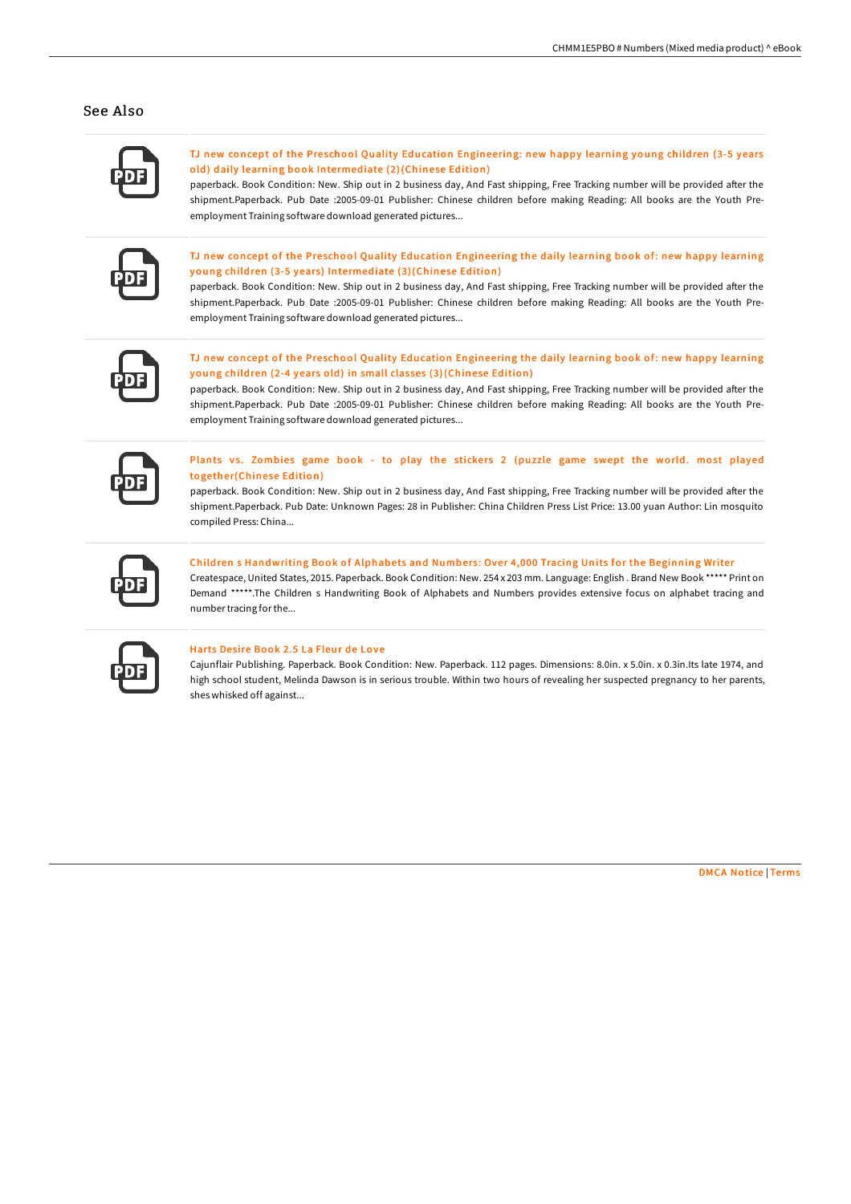## See Also

**TJ new concept of the Preschool Quality Education Engineering: new happy learning young children (3-5 years old) daily learning book Intermediate (2)(Chinese Edition)**

paperback. Book Condition: New. Ship out in 2 business day, And Fast shipping, Free Tracking number will be provided after the shipment.Paperback. Pub Date :2005-09-01 Publisher: Chinese children before making Reading: All books are the Youth Pre-employment Training software download generated pictures...

**TJ new concept of the Preschool Quality Education Engineering the daily learning book of: new happy learning young children (3-5 years) Intermediate (3)(Chinese Edition)**

paperback. Book Condition: New. Ship out in 2 business day, And Fast shipping, Free Tracking number will be provided after the shipment.Paperback. Pub Date :2005-09-01 Publisher: Chinese children before making Reading: All books are the Youth Pre-employment Training software download generated pictures...

**TJ new concept of the Preschool Quality Education Engineering the daily learning book of: new happy learning young children (2-4 years old) in small classes (3)(Chinese Edition)**

paperback. Book Condition: New. Ship out in 2 business day, And Fast shipping, Free Tracking number will be provided after the shipment.Paperback. Pub Date :2005-09-01 Publisher: Chinese children before making Reading: All books are the Youth Pre-employment Training software download generated pictures...

**Plants vs. Zombies game book - to play the stickers 2 (puzzle game swept the world. most played together(Chinese Edition)**

paperback. Book Condition: New. Ship out in 2 business day, And Fast shipping, Free Tracking number will be provided after the shipment.Paperback. Pub Date: Unknown Pages: 28 in Publisher: China Children Press List Price: 13.00 yuan Author: Lin mosquito compiled Press: China...

**Children s Handwriting Book of Alphabets and Numbers: Over 4,000 Tracing Units for the Beginning Writer**

Createspace, United States, 2015. Paperback. Book Condition: New. 254 x 203 mm. Language: English . Brand New Book ***** Print on Demand *****.The Children s Handwriting Book of Alphabets and Numbers provides extensive focus on alphabet tracing and number tracing for the...

**Harts Desire Book 2.5 La Fleur de Love**

Cajunflair Publishing. Paperback. Book Condition: New. Paperback. 112 pages. Dimensions: 8.0in. x 5.0in. x 0.3in.Its late 1974, and high school student, Melinda Dawson is in serious trouble. Within two hours of revealing her suspected pregnancy to her parents, shes whisked off against...